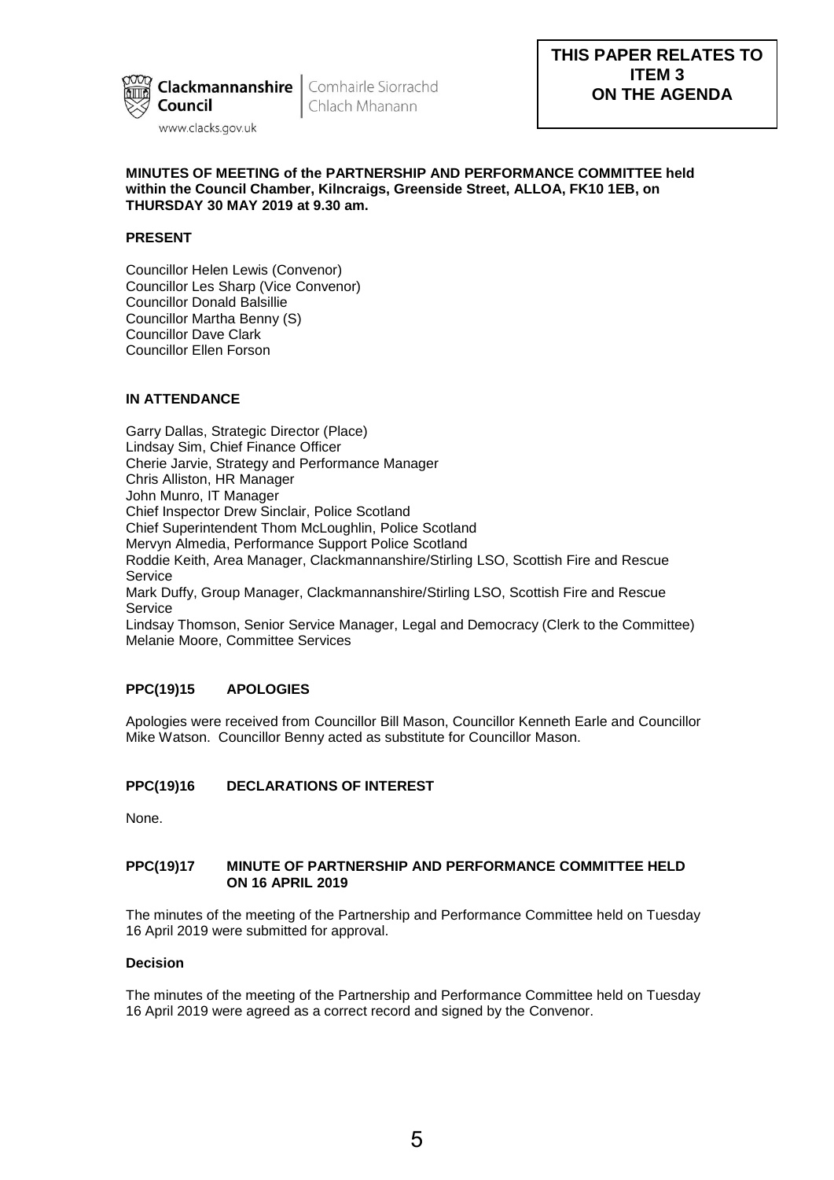Clackmannanshire Council | Comhairle Siorrachd Chlach Mhanann

www.clacks.gov.uk

**THIS PAPER RELATES TO ITEM 3 ON THE AGENDA**

**MINUTES OF MEETING of the PARTNERSHIP AND PERFORMANCE COMMITTEE held within the Council Chamber, Kilncraigs, Greenside Street, ALLOA, FK10 1EB, on THURSDAY 30 MAY 2019 at 9.30 am.**

**PRESENT**

Councillor Helen Lewis (Convenor)
Councillor Les Sharp (Vice Convenor)
Councillor Donald Balsillie
Councillor Martha Benny (S)
Councillor Dave Clark
Councillor Ellen Forson

**IN ATTENDANCE**

Garry Dallas, Strategic Director (Place)
Lindsay Sim, Chief Finance Officer
Cherie Jarvie, Strategy and Performance Manager
Chris Alliston, HR Manager
John Munro, IT Manager
Chief Inspector Drew Sinclair, Police Scotland
Chief Superintendent Thom McLoughlin, Police Scotland
Mervyn Almedia, Performance Support Police Scotland
Roddie Keith, Area Manager, Clackmannanshire/Stirling LSO, Scottish Fire and Rescue Service
Mark Duffy, Group Manager, Clackmannanshire/Stirling LSO, Scottish Fire and Rescue Service
Lindsay Thomson, Senior Service Manager, Legal and Democracy (Clerk to the Committee)
Melanie Moore, Committee Services

**PPC(19)15 APOLOGIES**

Apologies were received from Councillor Bill Mason, Councillor Kenneth Earle and Councillor Mike Watson. Councillor Benny acted as substitute for Councillor Mason.

**PPC(19)16 DECLARATIONS OF INTEREST**

None.

**PPC(19)17 MINUTE OF PARTNERSHIP AND PERFORMANCE COMMITTEE HELD ON 16 APRIL 2019**

The minutes of the meeting of the Partnership and Performance Committee held on Tuesday 16 April 2019 were submitted for approval.

**Decision**

The minutes of the meeting of the Partnership and Performance Committee held on Tuesday 16 April 2019 were agreed as a correct record and signed by the Convenor.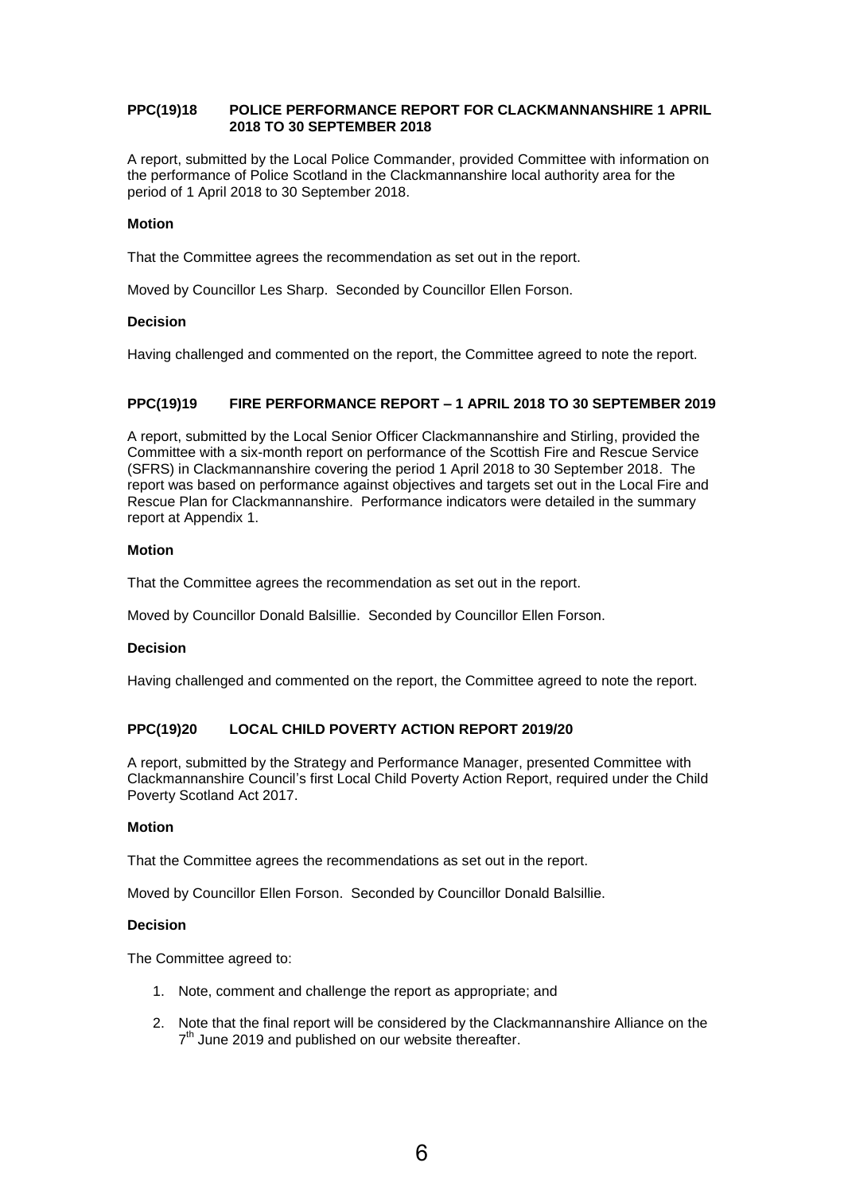### PPC(19)18 POLICE PERFORMANCE REPORT FOR CLACKMANNANSHIRE 1 APRIL 2018 TO 30 SEPTEMBER 2018

A report, submitted by the Local Police Commander, provided Committee with information on the performance of Police Scotland in the Clackmannanshire local authority area for the period of 1 April 2018 to 30 September 2018.

**Motion**

That the Committee agrees the recommendation as set out in the report.

Moved by Councillor Les Sharp. Seconded by Councillor Ellen Forson.

**Decision**

Having challenged and commented on the report, the Committee agreed to note the report.

### PPC(19)19 FIRE PERFORMANCE REPORT – 1 APRIL 2018 TO 30 SEPTEMBER 2019

A report, submitted by the Local Senior Officer Clackmannanshire and Stirling, provided the Committee with a six-month report on performance of the Scottish Fire and Rescue Service (SFRS) in Clackmannanshire covering the period 1 April 2018 to 30 September 2018. The report was based on performance against objectives and targets set out in the Local Fire and Rescue Plan for Clackmannanshire. Performance indicators were detailed in the summary report at Appendix 1.

**Motion**

That the Committee agrees the recommendation as set out in the report.

Moved by Councillor Donald Balsillie. Seconded by Councillor Ellen Forson.

**Decision**

Having challenged and commented on the report, the Committee agreed to note the report.

### PPC(19)20 LOCAL CHILD POVERTY ACTION REPORT 2019/20

A report, submitted by the Strategy and Performance Manager, presented Committee with Clackmannanshire Council's first Local Child Poverty Action Report, required under the Child Poverty Scotland Act 2017.

**Motion**

That the Committee agrees the recommendations as set out in the report.

Moved by Councillor Ellen Forson. Seconded by Councillor Donald Balsillie.

**Decision**

The Committee agreed to:

1. Note, comment and challenge the report as appropriate; and
2. Note that the final report will be considered by the Clackmannanshire Alliance on the 7th June 2019 and published on our website thereafter.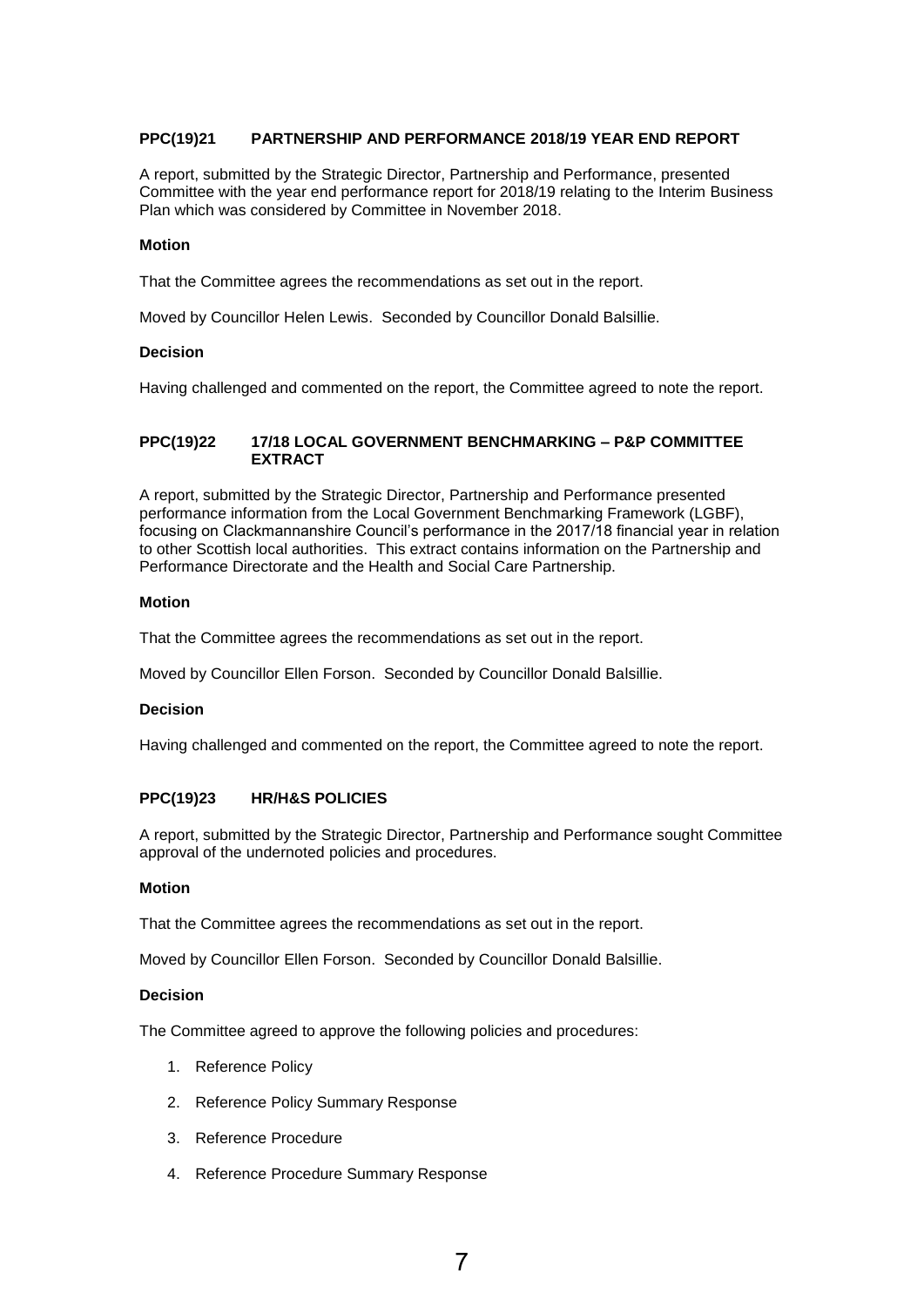**PPC(19)21 PARTNERSHIP AND PERFORMANCE 2018/19 YEAR END REPORT**

A report, submitted by the Strategic Director, Partnership and Performance, presented Committee with the year end performance report for 2018/19 relating to the Interim Business Plan which was considered by Committee in November 2018.

**Motion**

That the Committee agrees the recommendations as set out in the report.

Moved by Councillor Helen Lewis. Seconded by Councillor Donald Balsillie.

**Decision**

Having challenged and commented on the report, the Committee agreed to note the report.

**PPC(19)22 17/18 LOCAL GOVERNMENT BENCHMARKING – P&P COMMITTEE EXTRACT**

A report, submitted by the Strategic Director, Partnership and Performance presented performance information from the Local Government Benchmarking Framework (LGBF), focusing on Clackmannanshire Council's performance in the 2017/18 financial year in relation to other Scottish local authorities. This extract contains information on the Partnership and Performance Directorate and the Health and Social Care Partnership.

**Motion**

That the Committee agrees the recommendations as set out in the report.

Moved by Councillor Ellen Forson. Seconded by Councillor Donald Balsillie.

**Decision**

Having challenged and commented on the report, the Committee agreed to note the report.

**PPC(19)23 HR/H&S POLICIES**

A report, submitted by the Strategic Director, Partnership and Performance sought Committee approval of the undernoted policies and procedures.

**Motion**

That the Committee agrees the recommendations as set out in the report.

Moved by Councillor Ellen Forson. Seconded by Councillor Donald Balsillie.

**Decision**

The Committee agreed to approve the following policies and procedures:

1. Reference Policy
2. Reference Policy Summary Response
3. Reference Procedure
4. Reference Procedure Summary Response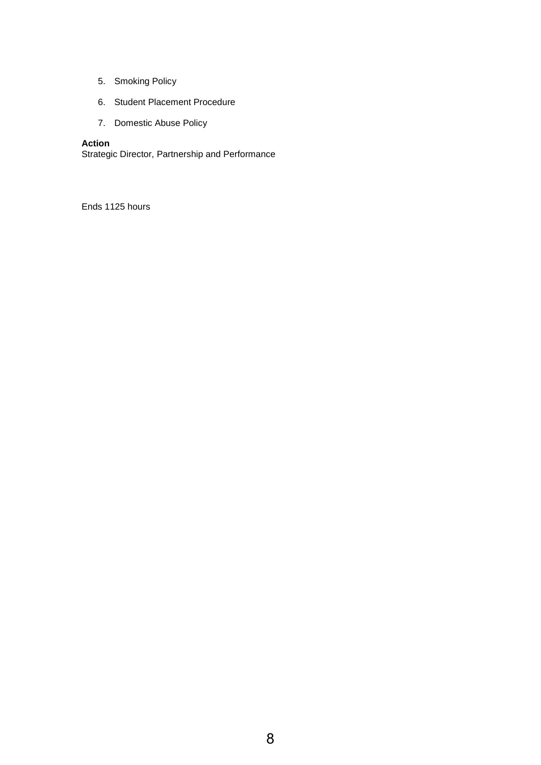5. Smoking Policy
6. Student Placement Procedure
7. Domestic Abuse Policy

**Action**
Strategic Director, Partnership and Performance

Ends 1125 hours